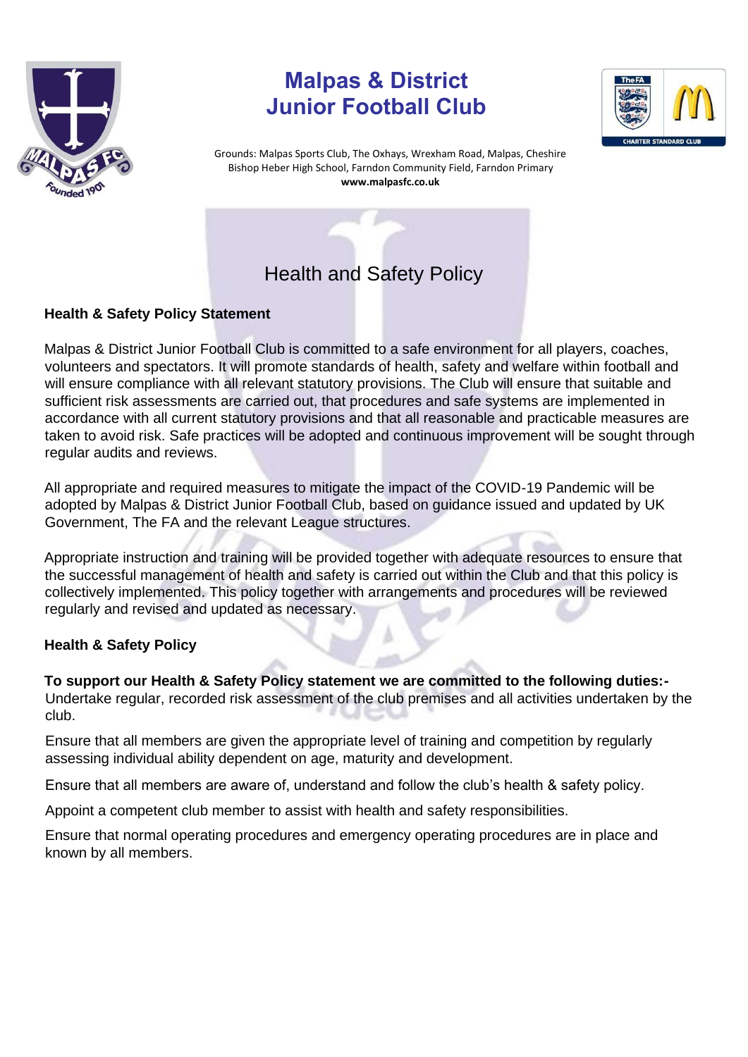# Malpas & District Junior Football Club

Grounds: Malpas Sports Club, The Oxhays, Wrexham Road, Malpas, Cheshire
Bishop Heber High School, Farndon Community Field, Farndon Primary
**www.malpasfc.co.uk**

## Health and Safety Policy

### Health & Safety Policy Statement

Malpas & District Junior Football Club is committed to a safe environment for all players, coaches, volunteers and spectators. It will promote standards of health, safety and welfare within football and will ensure compliance with all relevant statutory provisions. The Club will ensure that suitable and sufficient risk assessments are carried out, that procedures and safe systems are implemented in accordance with all current statutory provisions and that all reasonable and practicable measures are taken to avoid risk. Safe practices will be adopted and continuous improvement will be sought through regular audits and reviews.

All appropriate and required measures to mitigate the impact of the COVID-19 Pandemic will be adopted by Malpas & District Junior Football Club, based on guidance issued and updated by UK Government, The FA and the relevant League structures.

Appropriate instruction and training will be provided together with adequate resources to ensure that the successful management of health and safety is carried out within the Club and that this policy is collectively implemented. This policy together with arrangements and procedures will be reviewed regularly and revised and updated as necessary.

### Health & Safety Policy

**To support our Health & Safety Policy statement we are committed to the following duties:-**

Undertake regular, recorded risk assessment of the club premises and all activities undertaken by the club.

Ensure that all members are given the appropriate level of training and competition by regularly assessing individual ability dependent on age, maturity and development.

Ensure that all members are aware of, understand and follow the club's health & safety policy.

Appoint a competent club member to assist with health and safety responsibilities.

Ensure that normal operating procedures and emergency operating procedures are in place and known by all members.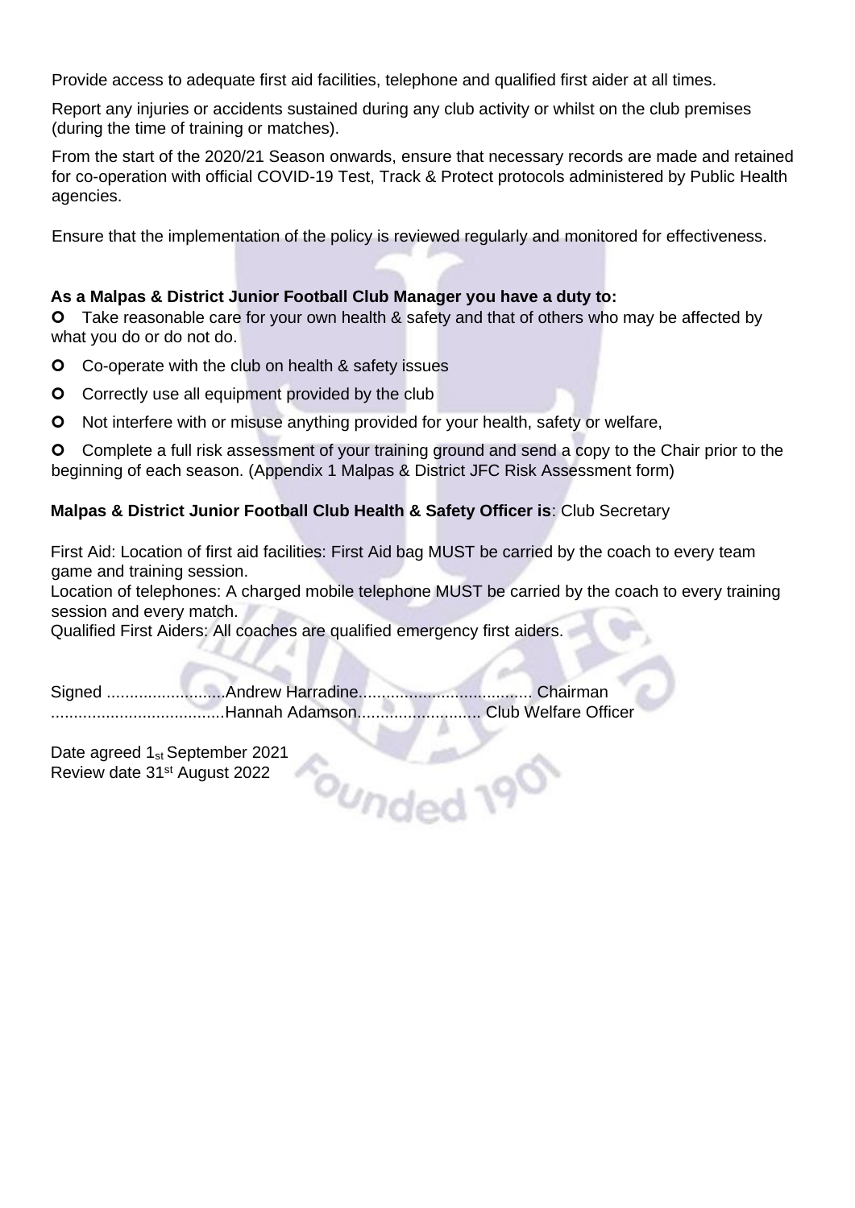Provide access to adequate first aid facilities, telephone and qualified first aider at all times.

Report any injuries or accidents sustained during any club activity or whilst on the club premises (during the time of training or matches).

From the start of the 2020/21 Season onwards, ensure that necessary records are made and retained for co-operation with official COVID-19 Test, Track & Protect protocols administered by Public Health agencies.

Ensure that the implementation of the policy is reviewed regularly and monitored for effectiveness.

**As a Malpas & District Junior Football Club Manager you have a duty to:**

- Take reasonable care for your own health & safety and that of others who may be affected by what you do or do not do.
- Co-operate with the club on health & safety issues
- Correctly use all equipment provided by the club
- Not interfere with or misuse anything provided for your health, safety or welfare,
- Complete a full risk assessment of your training ground and send a copy to the Chair prior to the beginning of each season. (Appendix 1 Malpas & District JFC Risk Assessment form)

**Malpas & District Junior Football Club Health & Safety Officer is**: Club Secretary

First Aid: Location of first aid facilities: First Aid bag MUST be carried by the coach to every team game and training session.
Location of telephones: A charged mobile telephone MUST be carried by the coach to every training session and every match.
Qualified First Aiders: All coaches are qualified emergency first aiders.

Signed ..........................Andrew Harradine...................................... Chairman
......................................Hannah Adamson........................... Club Welfare Officer

Date agreed 1st September 2021
Review date 31st August 2022